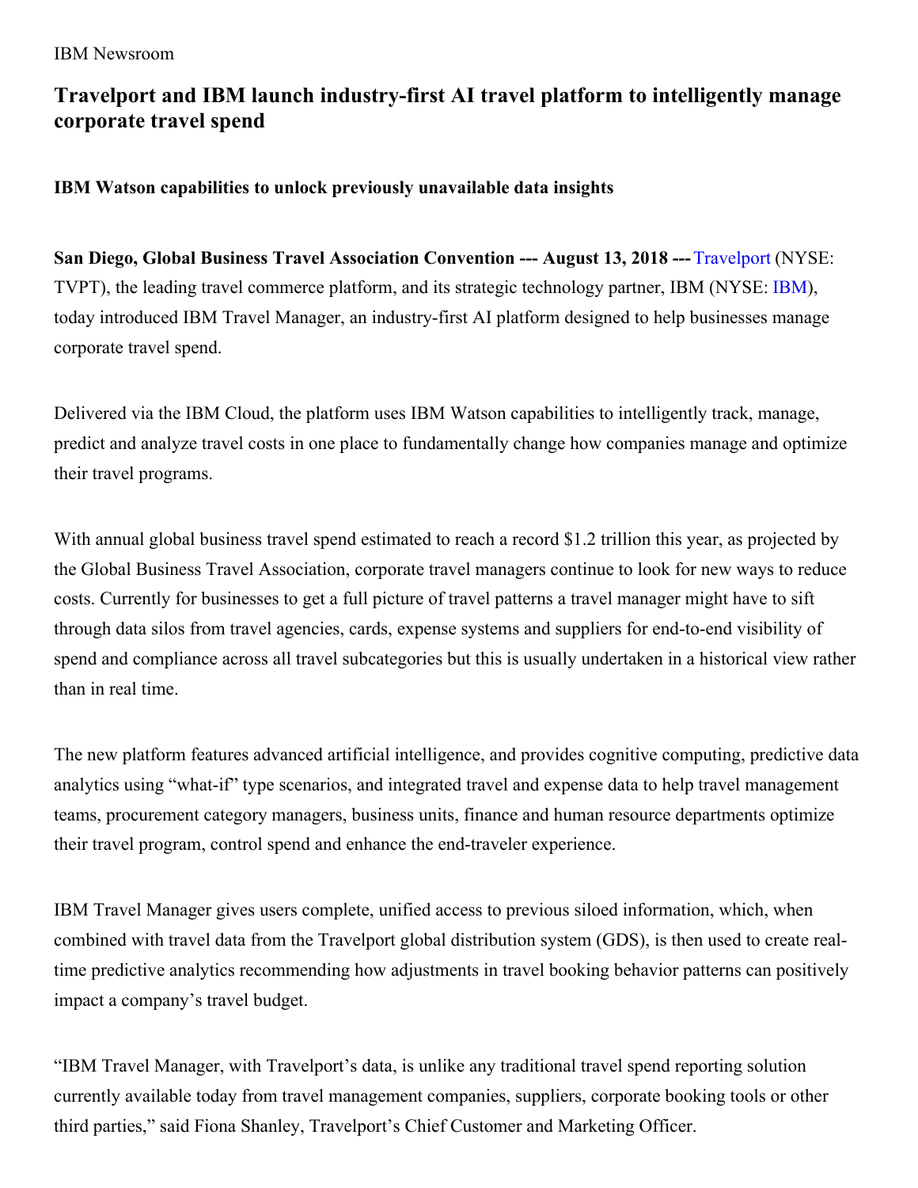IBM Newsroom

# Travelport and IBM launch industry-first AI travel platform to intelligently manage corporate travel spend

### IBM Watson capabilities to unlock previously unavailable data insights

**San Diego, Global Business Travel Association Convention --- August 13, 2018 ---** Travelport (NYSE: TVPT), the leading travel commerce platform, and its strategic technology partner, IBM (NYSE: IBM), today introduced IBM Travel Manager, an industry-first AI platform designed to help businesses manage corporate travel spend.

Delivered via the IBM Cloud, the platform uses IBM Watson capabilities to intelligently track, manage, predict and analyze travel costs in one place to fundamentally change how companies manage and optimize their travel programs.

With annual global business travel spend estimated to reach a record $1.2 trillion this year, as projected by the Global Business Travel Association, corporate travel managers continue to look for new ways to reduce costs. Currently for businesses to get a full picture of travel patterns a travel manager might have to sift through data silos from travel agencies, cards, expense systems and suppliers for end-to-end visibility of spend and compliance across all travel subcategories but this is usually undertaken in a historical view rather than in real time.

The new platform features advanced artificial intelligence, and provides cognitive computing, predictive data analytics using "what-if" type scenarios, and integrated travel and expense data to help travel management teams, procurement category managers, business units, finance and human resource departments optimize their travel program, control spend and enhance the end-traveler experience.

IBM Travel Manager gives users complete, unified access to previous siloed information, which, when combined with travel data from the Travelport global distribution system (GDS), is then used to create real-time predictive analytics recommending how adjustments in travel booking behavior patterns can positively impact a company's travel budget.

"IBM Travel Manager, with Travelport's data, is unlike any traditional travel spend reporting solution currently available today from travel management companies, suppliers, corporate booking tools or other third parties," said Fiona Shanley, Travelport's Chief Customer and Marketing Officer.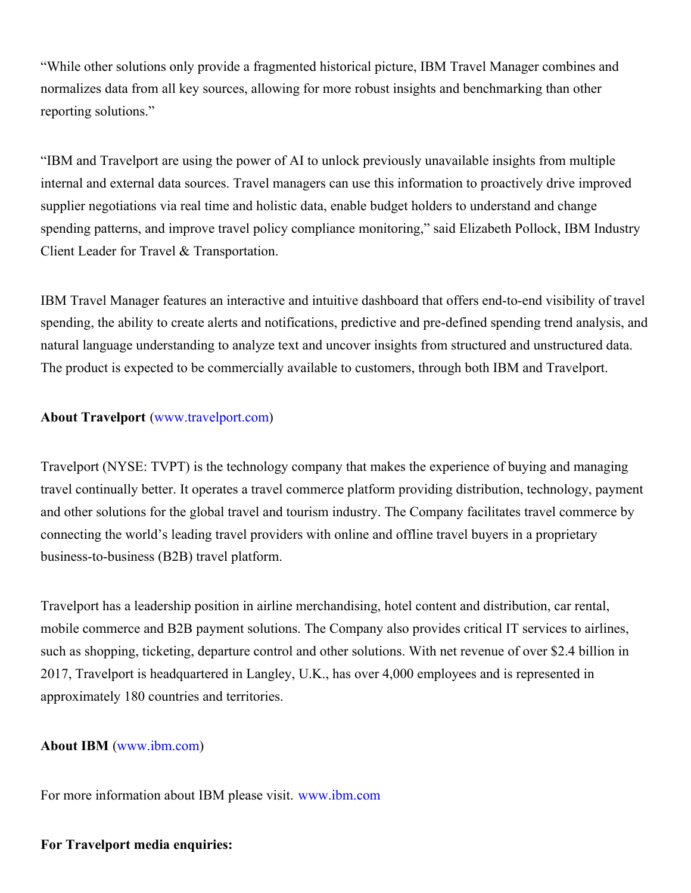"While other solutions only provide a fragmented historical picture, IBM Travel Manager combines and normalizes data from all key sources, allowing for more robust insights and benchmarking than other reporting solutions."

"IBM and Travelport are using the power of AI to unlock previously unavailable insights from multiple internal and external data sources. Travel managers can use this information to proactively drive improved supplier negotiations via real time and holistic data, enable budget holders to understand and change spending patterns, and improve travel policy compliance monitoring," said Elizabeth Pollock, IBM Industry Client Leader for Travel & Transportation.

IBM Travel Manager features an interactive and intuitive dashboard that offers end-to-end visibility of travel spending, the ability to create alerts and notifications, predictive and pre-defined spending trend analysis, and natural language understanding to analyze text and uncover insights from structured and unstructured data. The product is expected to be commercially available to customers, through both IBM and Travelport.

**About Travelport** (www.travelport.com)

Travelport (NYSE: TVPT) is the technology company that makes the experience of buying and managing travel continually better. It operates a travel commerce platform providing distribution, technology, payment and other solutions for the global travel and tourism industry. The Company facilitates travel commerce by connecting the world's leading travel providers with online and offline travel buyers in a proprietary business-to-business (B2B) travel platform.

Travelport has a leadership position in airline merchandising, hotel content and distribution, car rental, mobile commerce and B2B payment solutions. The Company also provides critical IT services to airlines, such as shopping, ticketing, departure control and other solutions. With net revenue of over $2.4 billion in 2017, Travelport is headquartered in Langley, U.K., has over 4,000 employees and is represented in approximately 180 countries and territories.

**About IBM** (www.ibm.com)

For more information about IBM please visit. www.ibm.com

**For Travelport media enquiries:**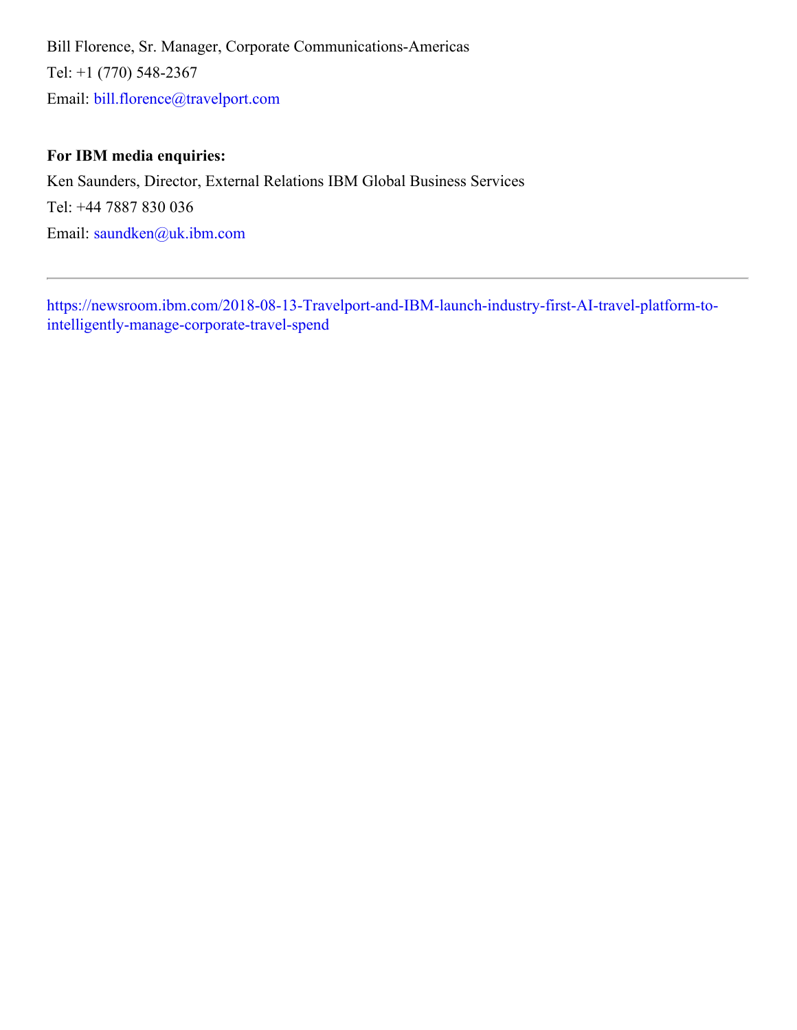Bill Florence, Sr. Manager, Corporate Communications-Americas

Tel: +1 (770) 548-2367

Email: bill.florence@travelport.com

**For IBM media enquiries:**

Ken Saunders, Director, External Relations IBM Global Business Services

Tel: +44 7887 830 036

Email: saundken@uk.ibm.com

---

https://newsroom.ibm.com/2018-08-13-Travelport-and-IBM-launch-industry-first-AI-travel-platform-to-intelligently-manage-corporate-travel-spend